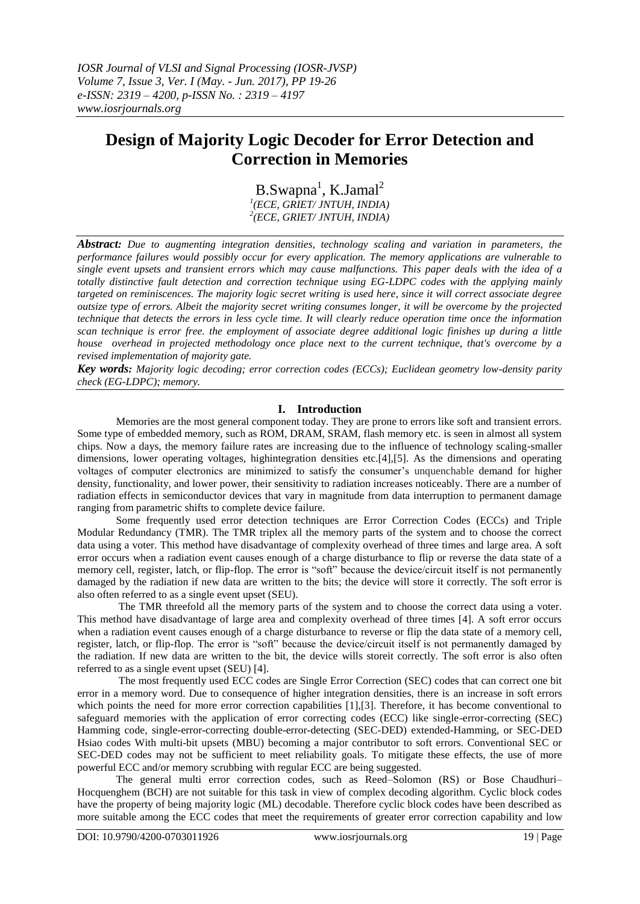*IOSR Journal of VLSI and Signal Processing (IOSR-JVSP)*
*Volume 7, Issue 3, Ver. I (May. - Jun. 2017), PP 19-26*
*e-ISSN: 2319 – 4200, p-ISSN No. : 2319 – 4197*
*www.iosrjournals.org*

# Design of Majority Logic Decoder for Error Detection and Correction in Memories

B.Swapna[1], K.Jamal[2]

[1](ECE, GRIET/ JNTUH, INDIA)
[2](ECE, GRIET/ JNTUH, INDIA)

***Abstract:*** *Due to augmenting integration densities, technology scaling and variation in parameters, the performance failures would possibly occur for every application. The memory applications are vulnerable to single event upsets and transient errors which may cause malfunctions. This paper deals with the idea of a totally distinctive fault detection and correction technique using EG-LDPC codes with the applying mainly targeted on reminiscences. The majority logic secret writing is used here, since it will correct associate degree outsize type of errors. Albeit the majority secret writing consumes longer, it will be overcome by the projected technique that detects the errors in less cycle time. It will clearly reduce operation time once the information scan technique is error free. the employment of associate degree additional logic finishes up during a little house overhead in projected methodology once place next to the current technique, that's overcome by a revised implementation of majority gate.*

***Key words:*** *Majority logic decoding; error correction codes (ECCs); Euclidean geometry low-density parity check (EG-LDPC); memory.*

## I. Introduction

Memories are the most general component today. They are prone to errors like soft and transient errors. Some type of embedded memory, such as ROM, DRAM, SRAM, flash memory etc. is seen in almost all system chips. Now a days, the memory failure rates are increasing due to the influence of technology scaling-smaller dimensions, lower operating voltages, highintegration densities etc.[4],[5]. As the dimensions and operating voltages of computer electronics are minimized to satisfy the consumer's unquenchable demand for higher density, functionality, and lower power, their sensitivity to radiation increases noticeably. There are a number of radiation effects in semiconductor devices that vary in magnitude from data interruption to permanent damage ranging from parametric shifts to complete device failure.

Some frequently used error detection techniques are Error Correction Codes (ECCs) and Triple Modular Redundancy (TMR). The TMR triplex all the memory parts of the system and to choose the correct data using a voter. This method have disadvantage of complexity overhead of three times and large area. A soft error occurs when a radiation event causes enough of a charge disturbance to flip or reverse the data state of a memory cell, register, latch, or flip-flop. The error is "soft" because the device/circuit itself is not permanently damaged by the radiation if new data are written to the bits; the device will store it correctly. The soft error is also often referred to as a single event upset (SEU).

The TMR threefold all the memory parts of the system and to choose the correct data using a voter. This method have disadvantage of large area and complexity overhead of three times [4]. A soft error occurs when a radiation event causes enough of a charge disturbance to reverse or flip the data state of a memory cell, register, latch, or flip-flop. The error is "soft" because the device/circuit itself is not permanently damaged by the radiation. If new data are written to the bit, the device wills storeit correctly. The soft error is also often referred to as a single event upset (SEU) [4].

The most frequently used ECC codes are Single Error Correction (SEC) codes that can correct one bit error in a memory word. Due to consequence of higher integration densities, there is an increase in soft errors which points the need for more error correction capabilities [1],[3]. Therefore, it has become conventional to safeguard memories with the application of error correcting codes (ECC) like single-error-correcting (SEC) Hamming code, single-error-correcting double-error-detecting (SEC-DED) extended-Hamming, or SEC-DED Hsiao codes With multi-bit upsets (MBU) becoming a major contributor to soft errors. Conventional SEC or SEC-DED codes may not be sufficient to meet reliability goals. To mitigate these effects, the use of more powerful ECC and/or memory scrubbing with regular ECC are being suggested.

The general multi error correction codes, such as Reed–Solomon (RS) or Bose Chaudhuri–Hocquenghem (BCH) are not suitable for this task in view of complex decoding algorithm. Cyclic block codes have the property of being majority logic (ML) decodable. Therefore cyclic block codes have been described as more suitable among the ECC codes that meet the requirements of greater error correction capability and low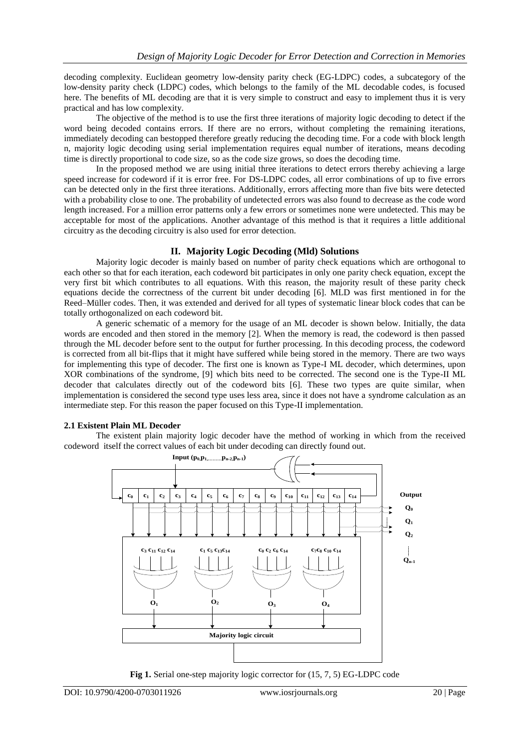decoding complexity. Euclidean geometry low-density parity check (EG-LDPC) codes, a subcategory of the low-density parity check (LDPC) codes, which belongs to the family of the ML decodable codes, is focused here. The benefits of ML decoding are that it is very simple to construct and easy to implement thus it is very practical and has low complexity.

The objective of the method is to use the first three iterations of majority logic decoding to detect if the word being decoded contains errors. If there are no errors, without completing the remaining iterations, immediately decoding can bestopped therefore greatly reducing the decoding time. For a code with block length n, majority logic decoding using serial implementation requires equal number of iterations, means decoding time is directly proportional to code size, so as the code size grows, so does the decoding time.

In the proposed method we are using initial three iterations to detect errors thereby achieving a large speed increase for codeword if it is error free. For DS-LDPC codes, all error combinations of up to five errors can be detected only in the first three iterations. Additionally, errors affecting more than five bits were detected with a probability close to one. The probability of undetected errors was also found to decrease as the code word length increased. For a million error patterns only a few errors or sometimes none were undetected. This may be acceptable for most of the applications. Another advantage of this method is that it requires a little additional circuitry as the decoding circuitry is also used for error detection.

## II. Majority Logic Decoding (Mld) Solutions

Majority logic decoder is mainly based on number of parity check equations which are orthogonal to each other so that for each iteration, each codeword bit participates in only one parity check equation, except the very first bit which contributes to all equations. With this reason, the majority result of these parity check equations decide the correctness of the current bit under decoding [6]. MLD was first mentioned in for the Reed–Müller codes. Then, it was extended and derived for all types of systematic linear block codes that can be totally orthogonalized on each codeword bit.

A generic schematic of a memory for the usage of an ML decoder is shown below. Initially, the data words are encoded and then stored in the memory [2]. When the memory is read, the codeword is then passed through the ML decoder before sent to the output for further processing. In this decoding process, the codeword is corrected from all bit-flips that it might have suffered while being stored in the memory. There are two ways for implementing this type of decoder. The first one is known as Type-I ML decoder, which determines, upon XOR combinations of the syndrome, [9] which bits need to be corrected. The second one is the Type-II ML decoder that calculates directly out of the codeword bits [6]. These two types are quite similar, when implementation is considered the second type uses less area, since it does not have a syndrome calculation as an intermediate step. For this reason the paper focused on this Type-II implementation.

### 2.1 Existent Plain ML Decoder

The existent plain majority logic decoder have the method of working in which from the received codeword itself the correct values of each bit under decoding can directly found out.

**Fig 1.** Serial one-step majority logic corrector for (15, 7, 5) EG-LDPC code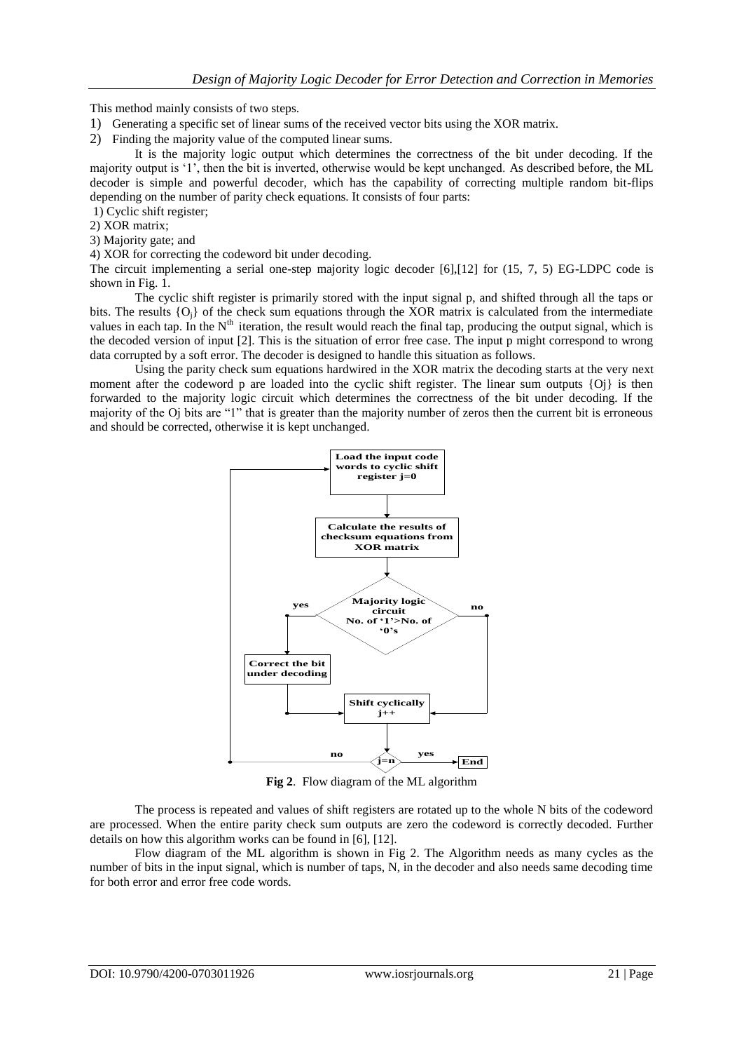This method mainly consists of two steps.

1) Generating a specific set of linear sums of the received vector bits using the XOR matrix.
2) Finding the majority value of the computed linear sums.

It is the majority logic output which determines the correctness of the bit under decoding. If the majority output is '1', then the bit is inverted, otherwise would be kept unchanged. As described before, the ML decoder is simple and powerful decoder, which has the capability of correcting multiple random bit-flips depending on the number of parity check equations. It consists of four parts:

1) Cyclic shift register;
2) XOR matrix;
3) Majority gate; and
4) XOR for correcting the codeword bit under decoding.

The circuit implementing a serial one-step majority logic decoder [6],[12] for (15, 7, 5) EG-LDPC code is shown in Fig. 1.

The cyclic shift register is primarily stored with the input signal p, and shifted through all the taps or bits. The results $\{O_j\}$ of the check sum equations through the XOR matrix is calculated from the intermediate values in each tap. In the $N^{th}$ iteration, the result would reach the final tap, producing the output signal, which is the decoded version of input [2]. This is the situation of error free case. The input p might correspond to wrong data corrupted by a soft error. The decoder is designed to handle this situation as follows.

Using the parity check sum equations hardwired in the XOR matrix the decoding starts at the very next moment after the codeword p are loaded into the cyclic shift register. The linear sum outputs {Oj} is then forwarded to the majority logic circuit which determines the correctness of the bit under decoding. If the majority of the Oj bits are "1" that is greater than the majority number of zeros then the current bit is erroneous and should be corrected, otherwise it is kept unchanged.

**Fig 2**. Flow diagram of the ML algorithm

The process is repeated and values of shift registers are rotated up to the whole N bits of the codeword are processed. When the entire parity check sum outputs are zero the codeword is correctly decoded. Further details on how this algorithm works can be found in [6], [12].

Flow diagram of the ML algorithm is shown in Fig 2. The Algorithm needs as many cycles as the number of bits in the input signal, which is number of taps, N, in the decoder and also needs same decoding time for both error and error free code words.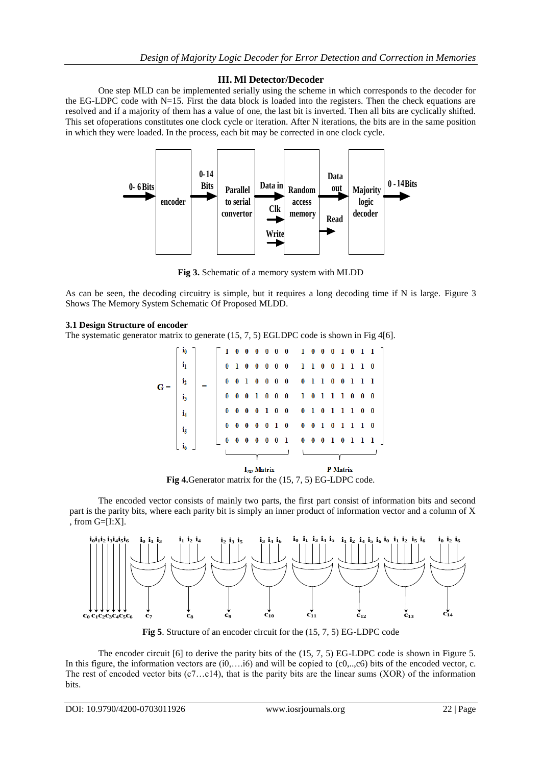## III. Ml Detector/Decoder

One step MLD can be implemented serially using the scheme in which corresponds to the decoder for the EG-LDPC code with N=15. First the data block is loaded into the registers. Then the check equations are resolved and if a majority of them has a value of one, the last bit is inverted. Then all bits are cyclically shifted. This set ofoperations constitutes one clock cycle or iteration. After N iterations, the bits are in the same position in which they were loaded. In the process, each bit may be corrected in one clock cycle.

**Fig 3.** Schematic of a memory system with MLDD

As can be seen, the decoding circuitry is simple, but it requires a long decoding time if N is large. Figure 3 Shows The Memory System Schematic Of Proposed MLDD.

### 3.1 Design Structure of encoder

The systematic generator matrix to generate (15, 7, 5) EGLDPC code is shown in Fig 4[6].

$$
G = \begin{bmatrix} i_0 \\ i_1 \\ i_2 \\ i_3 \\ i_4 \\ i_5 \\ i_6 \end{bmatrix} = \left[\begin{array}{ccccccc|cccccccc}
1 & 0 & 0 & 0 & 0 & 0 & 0 & 1 & 0 & 0 & 0 & 1 & 0 & 1 & 1 \\
0 & 1 & 0 & 0 & 0 & 0 & 0 & 1 & 1 & 0 & 0 & 1 & 1 & 1 & 0 \\
0 & 0 & 1 & 0 & 0 & 0 & 0 & 0 & 1 & 1 & 0 & 0 & 1 & 1 & 1 \\
0 & 0 & 0 & 1 & 0 & 0 & 0 & 1 & 0 & 1 & 1 & 1 & 0 & 0 & 0 \\
0 & 0 & 0 & 0 & 1 & 0 & 0 & 0 & 1 & 0 & 1 & 1 & 1 & 0 & 0 \\
0 & 0 & 0 & 0 & 0 & 1 & 0 & 0 & 0 & 1 & 0 & 1 & 1 & 1 & 0 \\
0 & 0 & 0 & 0 & 0 & 0 & 1 & 0 & 0 & 0 & 1 & 0 & 1 & 1 & 1
\end{array}\right]
$$

$I_{7x7}$ Matrix — P Matrix

**Fig 4.**Generator matrix for the (15, 7, 5) EG-LDPC code.

The encoded vector consists of mainly two parts, the first part consist of information bits and second part is the parity bits, where each parity bit is simply an inner product of information vector and a column of X , from G=[I:X].

**Fig 5**. Structure of an encoder circuit for the (15, 7, 5) EG-LDPC code

The encoder circuit [6] to derive the parity bits of the (15, 7, 5) EG-LDPC code is shown in Figure 5. In this figure, the information vectors are ($i_0$,….$i_6$) and will be copied to ($c_0$,..,$c_6$) bits of the encoded vector, c. The rest of encoded vector bits ($c_7$…$c_{14}$), that is the parity bits are the linear sums (XOR) of the information bits.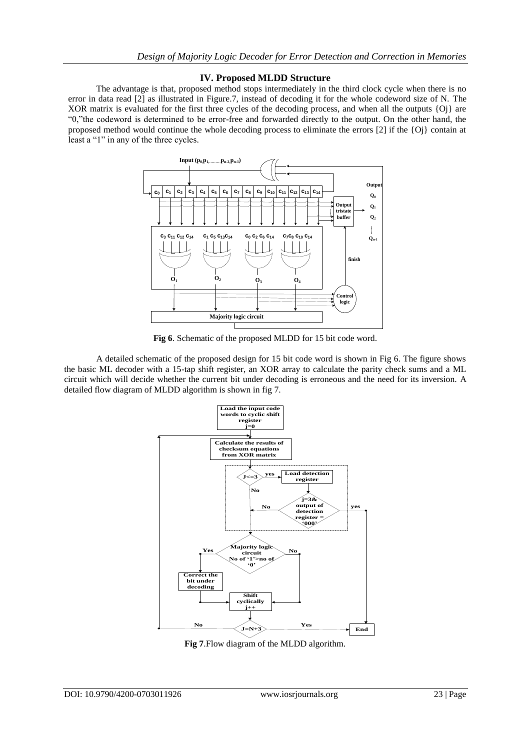## IV. Proposed MLDD Structure

The advantage is that, proposed method stops intermediately in the third clock cycle when there is no error in data read [2] as illustrated in Figure.7, instead of decoding it for the whole codeword size of N. The XOR matrix is evaluated for the first three cycles of the decoding process, and when all the outputs {Oj} are "0,"the codeword is determined to be error-free and forwarded directly to the output. On the other hand, the proposed method would continue the whole decoding process to eliminate the errors [2] if the {Oj} contain at least a "1" in any of the three cycles.

**Fig 6**. Schematic of the proposed MLDD for 15 bit code word.

A detailed schematic of the proposed design for 15 bit code word is shown in Fig 6. The figure shows the basic ML decoder with a 15-tap shift register, an XOR array to calculate the parity check sums and a ML circuit which will decide whether the current bit under decoding is erroneous and the need for its inversion. A detailed flow diagram of MLDD algorithm is shown in fig 7.

**Fig 7**.Flow diagram of the MLDD algorithm.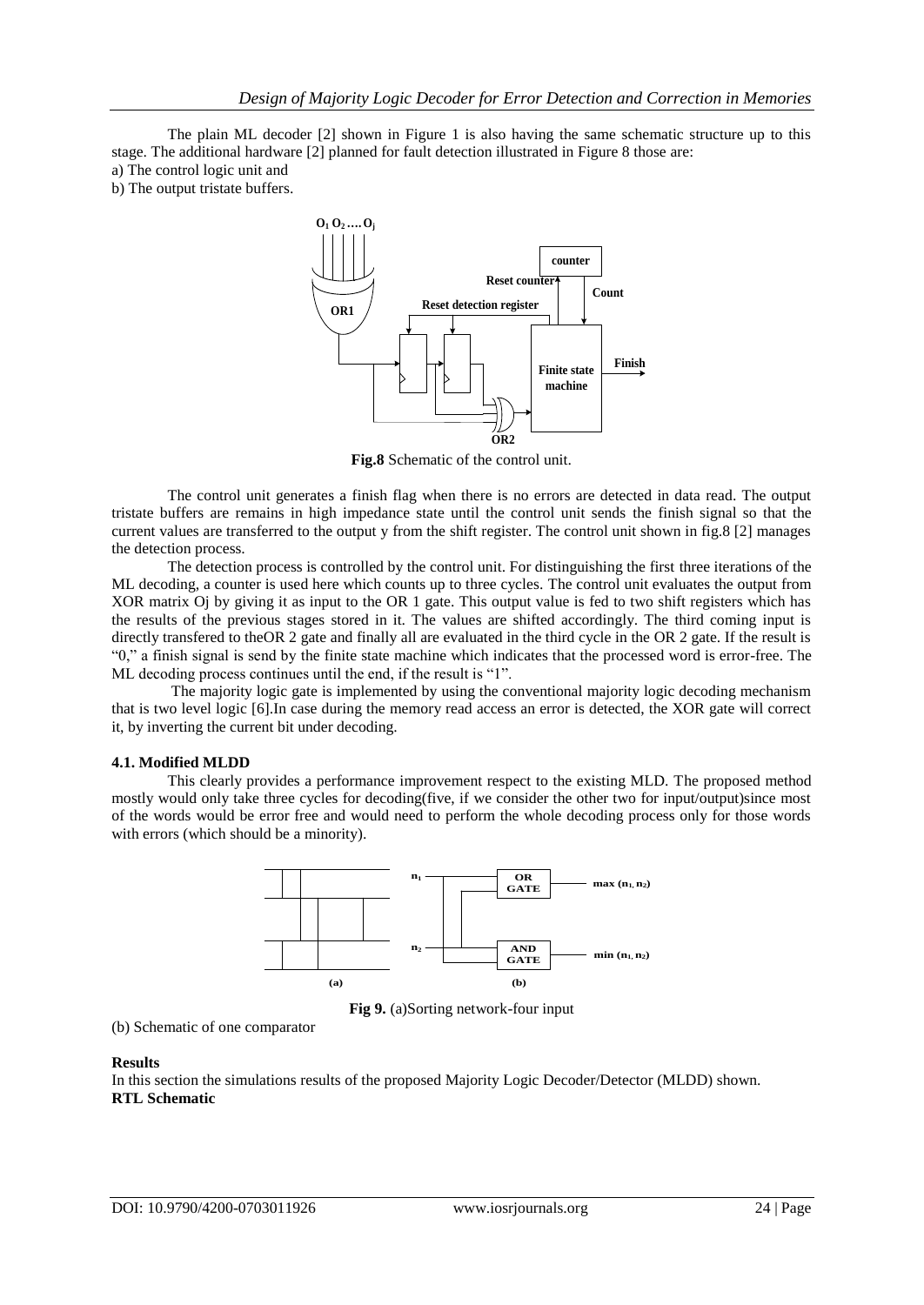The plain ML decoder [2] shown in Figure 1 is also having the same schematic structure up to this stage. The additional hardware [2] planned for fault detection illustrated in Figure 8 those are:

a) The control logic unit and

b) The output tristate buffers.

**Fig.8** Schematic of the control unit.

The control unit generates a finish flag when there is no errors are detected in data read. The output tristate buffers are remains in high impedance state until the control unit sends the finish signal so that the current values are transferred to the output y from the shift register. The control unit shown in fig.8 [2] manages the detection process.

The detection process is controlled by the control unit. For distinguishing the first three iterations of the ML decoding, a counter is used here which counts up to three cycles. The control unit evaluates the output from XOR matrix Oj by giving it as input to the OR 1 gate. This output value is fed to two shift registers which has the results of the previous stages stored in it. The values are shifted accordingly. The third coming input is directly transfered to theOR 2 gate and finally all are evaluated in the third cycle in the OR 2 gate. If the result is "0," a finish signal is send by the finite state machine which indicates that the processed word is error-free. The ML decoding process continues until the end, if the result is "1".

The majority logic gate is implemented by using the conventional majority logic decoding mechanism that is two level logic [6].In case during the memory read access an error is detected, the XOR gate will correct it, by inverting the current bit under decoding.

### 4.1. Modified MLDD

This clearly provides a performance improvement respect to the existing MLD. The proposed method mostly would only take three cycles for decoding(five, if we consider the other two for input/output)since most of the words would be error free and would need to perform the whole decoding process only for those words with errors (which should be a minority).

**Fig 9.** (a)Sorting network-four input

(b) Schematic of one comparator

## Results

In this section the simulations results of the proposed Majority Logic Decoder/Detector (MLDD) shown.

**RTL Schematic**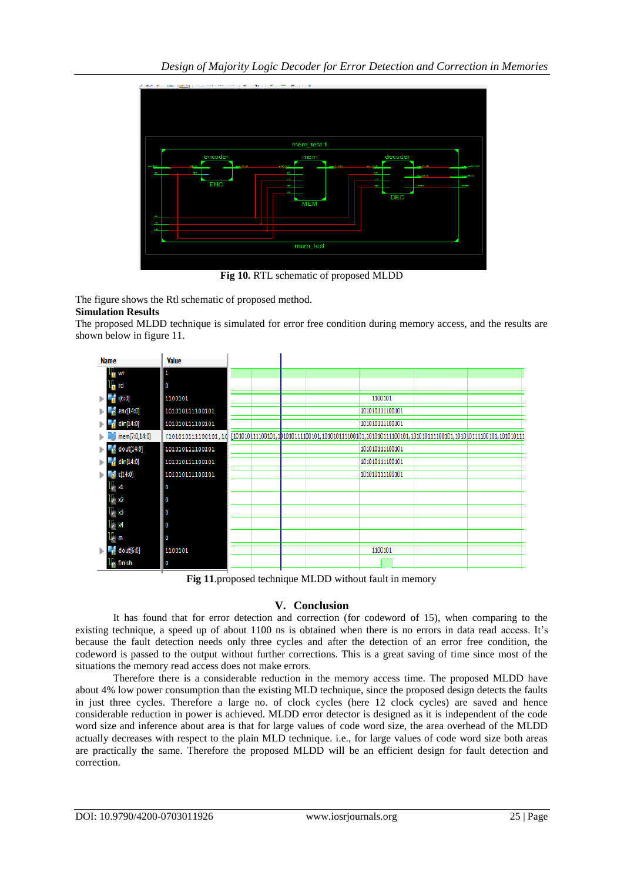Fig 10. RTL schematic of proposed MLDD

The figure shows the Rtl schematic of proposed method.

**Simulation Results**

The proposed MLDD technique is simulated for error free condition during memory access, and the results are shown below in figure 11.

**Fig 11**.proposed technique MLDD without fault in memory

## V. Conclusion

It has found that for error detection and correction (for codeword of 15), when comparing to the existing technique, a speed up of about 1100 ns is obtained when there is no errors in data read access. It's because the fault detection needs only three cycles and after the detection of an error free condition, the codeword is passed to the output without further corrections. This is a great saving of time since most of the situations the memory read access does not make errors.

Therefore there is a considerable reduction in the memory access time. The proposed MLDD have about 4% low power consumption than the existing MLD technique, since the proposed design detects the faults in just three cycles. Therefore a large no. of clock cycles (here 12 clock cycles) are saved and hence considerable reduction in power is achieved. MLDD error detector is designed as it is independent of the code word size and inference about area is that for large values of code word size, the area overhead of the MLDD actually decreases with respect to the plain MLD technique. i.e., for large values of code word size both areas are practically the same. Therefore the proposed MLDD will be an efficient design for fault detection and correction.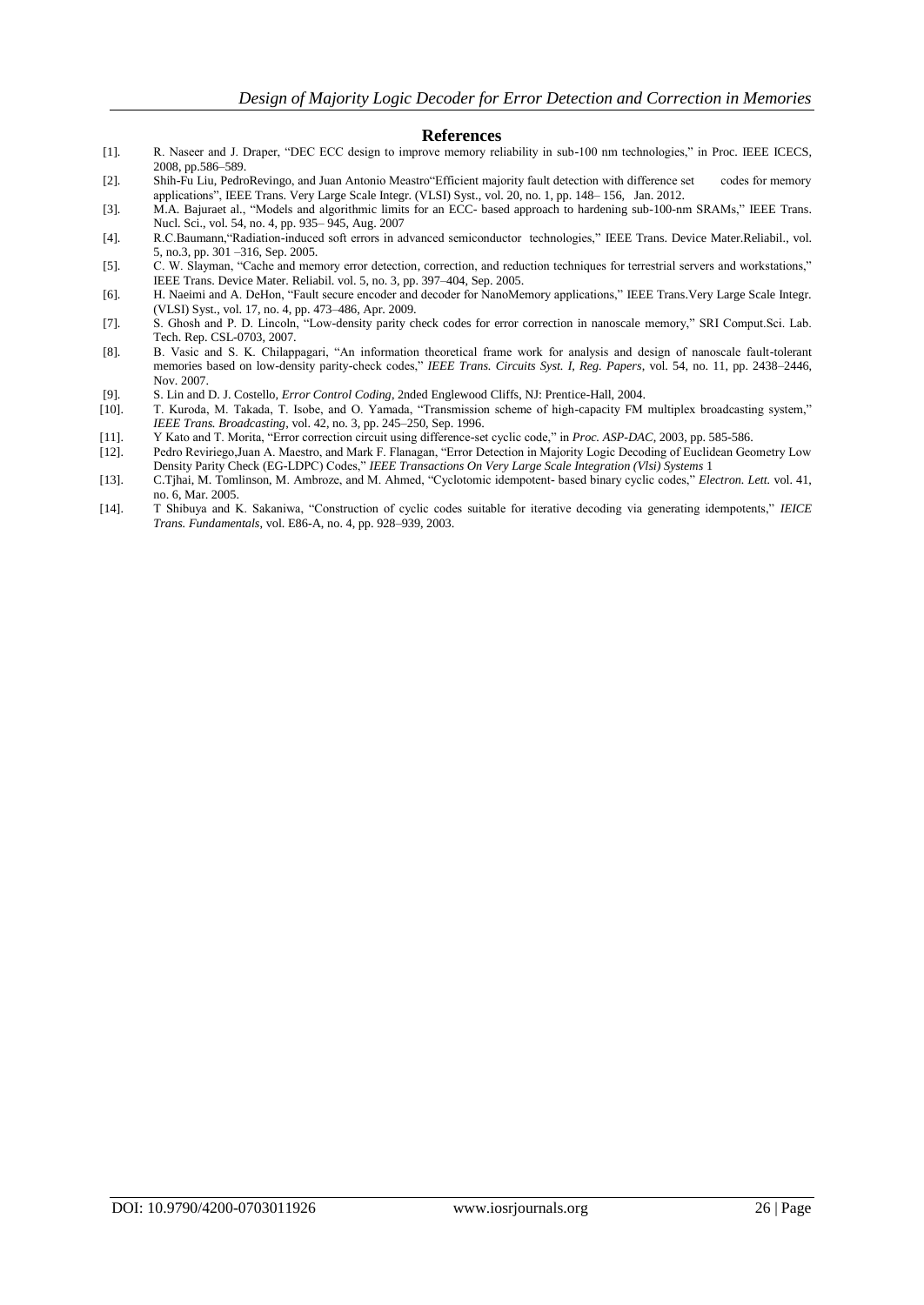## References

[1]. R. Naseer and J. Draper, "DEC ECC design to improve memory reliability in sub-100 nm technologies," in Proc. IEEE ICECS, 2008, pp.586–589.

[2]. Shih-Fu Liu, PedroRevingo, and Juan Antonio Meastro"Efficient majority fault detection with difference set codes for memory applications", IEEE Trans. Very Large Scale Integr. (VLSI) Syst., vol. 20, no. 1, pp. 148– 156, Jan. 2012.

[3]. M.A. Bajuraet al., "Models and algorithmic limits for an ECC- based approach to hardening sub-100-nm SRAMs," IEEE Trans. Nucl. Sci., vol. 54, no. 4, pp. 935– 945, Aug. 2007

[4]. R.C.Baumann,"Radiation-induced soft errors in advanced semiconductor technologies," IEEE Trans. Device Mater.Reliabil., vol. 5, no.3, pp. 301 –316, Sep. 2005.

[5]. C. W. Slayman, "Cache and memory error detection, correction, and reduction techniques for terrestrial servers and workstations," IEEE Trans. Device Mater. Reliabil. vol. 5, no. 3, pp. 397–404, Sep. 2005.

[6]. H. Naeimi and A. DeHon, "Fault secure encoder and decoder for NanoMemory applications," IEEE Trans.Very Large Scale Integr. (VLSI) Syst., vol. 17, no. 4, pp. 473–486, Apr. 2009.

[7]. S. Ghosh and P. D. Lincoln, "Low-density parity check codes for error correction in nanoscale memory," SRI Comput.Sci. Lab. Tech. Rep. CSL-0703, 2007.

[8]. B. Vasic and S. K. Chilappagari, "An information theoretical frame work for analysis and design of nanoscale fault-tolerant memories based on low-density parity-check codes," *IEEE Trans. Circuits Syst. I, Reg. Papers*, vol. 54, no. 11, pp. 2438–2446, Nov. 2007.

[9]. S. Lin and D. J. Costello, *Error Control Coding*, 2nded Englewood Cliffs, NJ: Prentice-Hall, 2004.

[10]. T. Kuroda, M. Takada, T. Isobe, and O. Yamada, "Transmission scheme of high-capacity FM multiplex broadcasting system," *IEEE Trans. Broadcasting*, vol. 42, no. 3, pp. 245–250, Sep. 1996.

[11]. Y Kato and T. Morita, "Error correction circuit using difference-set cyclic code," in *Proc. ASP-DAC*, 2003, pp. 585-586.

[12]. Pedro Reviriego,Juan A. Maestro, and Mark F. Flanagan, "Error Detection in Majority Logic Decoding of Euclidean Geometry Low Density Parity Check (EG-LDPC) Codes," *IEEE Transactions On Very Large Scale Integration (Vlsi) Systems* 1

[13]. C.Tjhai, M. Tomlinson, M. Ambroze, and M. Ahmed, "Cyclotomic idempotent- based binary cyclic codes," *Electron. Lett.* vol. 41, no. 6, Mar. 2005.

[14]. T Shibuya and K. Sakaniwa, "Construction of cyclic codes suitable for iterative decoding via generating idempotents," *IEICE Trans. Fundamentals*, vol. E86-A, no. 4, pp. 928–939, 2003.